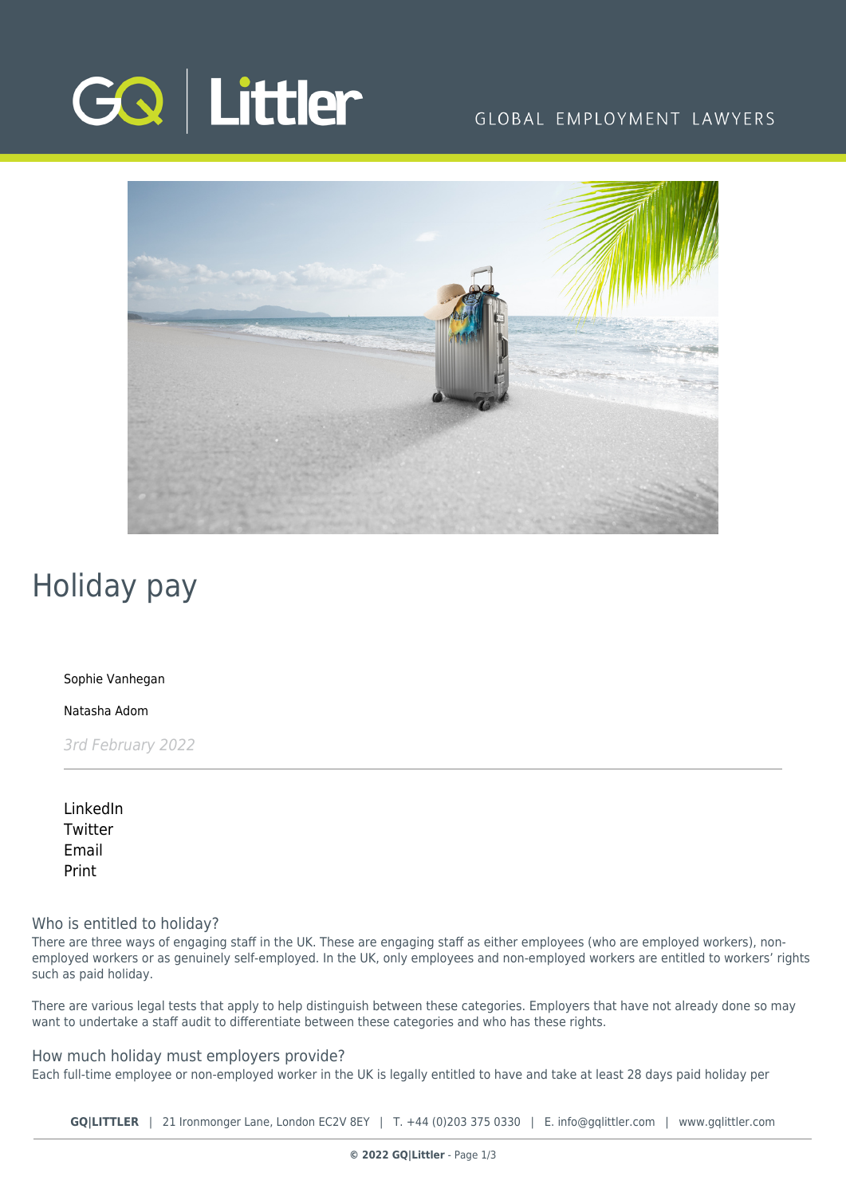# Holiday pay

Sophie Vanhegan

Natasha Adom

*3rd February 2022*

---

LinkedIn
Twitter
Email
Print

## Who is entitled to holiday?

There are three ways of engaging staff in the UK. These are engaging staff as either employees (who are employed workers), non-employed workers or as genuinely self-employed. In the UK, only employees and non-employed workers are entitled to workers' rights such as paid holiday.

There are various legal tests that apply to help distinguish between these categories. Employers that have not already done so may want to undertake a staff audit to differentiate between these categories and who has these rights.

## How much holiday must employers provide?

Each full-time employee or non-employed worker in the UK is legally entitled to have and take at least 28 days paid holiday per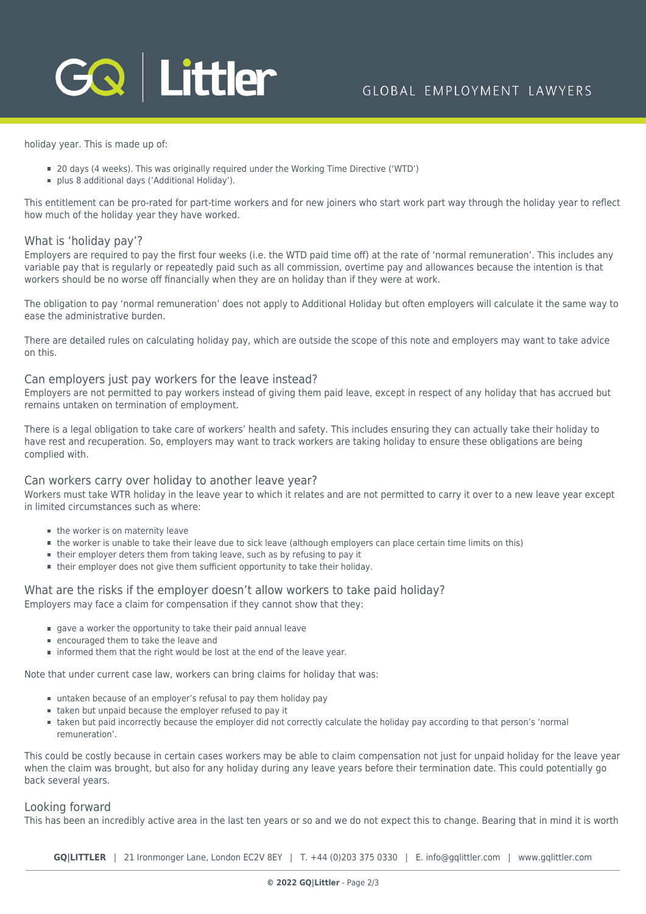holiday year. This is made up of:

- 20 days (4 weeks). This was originally required under the Working Time Directive ('WTD')
- plus 8 additional days ('Additional Holiday').

This entitlement can be pro-rated for part-time workers and for new joiners who start work part way through the holiday year to reflect how much of the holiday year they have worked.

## What is 'holiday pay'?

Employers are required to pay the first four weeks (i.e. the WTD paid time off) at the rate of 'normal remuneration'. This includes any variable pay that is regularly or repeatedly paid such as all commission, overtime pay and allowances because the intention is that workers should be no worse off financially when they are on holiday than if they were at work.

The obligation to pay 'normal remuneration' does not apply to Additional Holiday but often employers will calculate it the same way to ease the administrative burden.

There are detailed rules on calculating holiday pay, which are outside the scope of this note and employers may want to take advice on this.

## Can employers just pay workers for the leave instead?

Employers are not permitted to pay workers instead of giving them paid leave, except in respect of any holiday that has accrued but remains untaken on termination of employment.

There is a legal obligation to take care of workers' health and safety. This includes ensuring they can actually take their holiday to have rest and recuperation. So, employers may want to track workers are taking holiday to ensure these obligations are being complied with.

## Can workers carry over holiday to another leave year?

Workers must take WTR holiday in the leave year to which it relates and are not permitted to carry it over to a new leave year except in limited circumstances such as where:

- the worker is on maternity leave
- the worker is unable to take their leave due to sick leave (although employers can place certain time limits on this)
- their employer deters them from taking leave, such as by refusing to pay it
- their employer does not give them sufficient opportunity to take their holiday.

## What are the risks if the employer doesn't allow workers to take paid holiday?

Employers may face a claim for compensation if they cannot show that they:

- gave a worker the opportunity to take their paid annual leave
- encouraged them to take the leave and
- informed them that the right would be lost at the end of the leave year.

Note that under current case law, workers can bring claims for holiday that was:

- untaken because of an employer's refusal to pay them holiday pay
- taken but unpaid because the employer refused to pay it
- taken but paid incorrectly because the employer did not correctly calculate the holiday pay according to that person's 'normal remuneration'.

This could be costly because in certain cases workers may be able to claim compensation not just for unpaid holiday for the leave year when the claim was brought, but also for any holiday during any leave years before their termination date. This could potentially go back several years.

## Looking forward

This has been an incredibly active area in the last ten years or so and we do not expect this to change. Bearing that in mind it is worth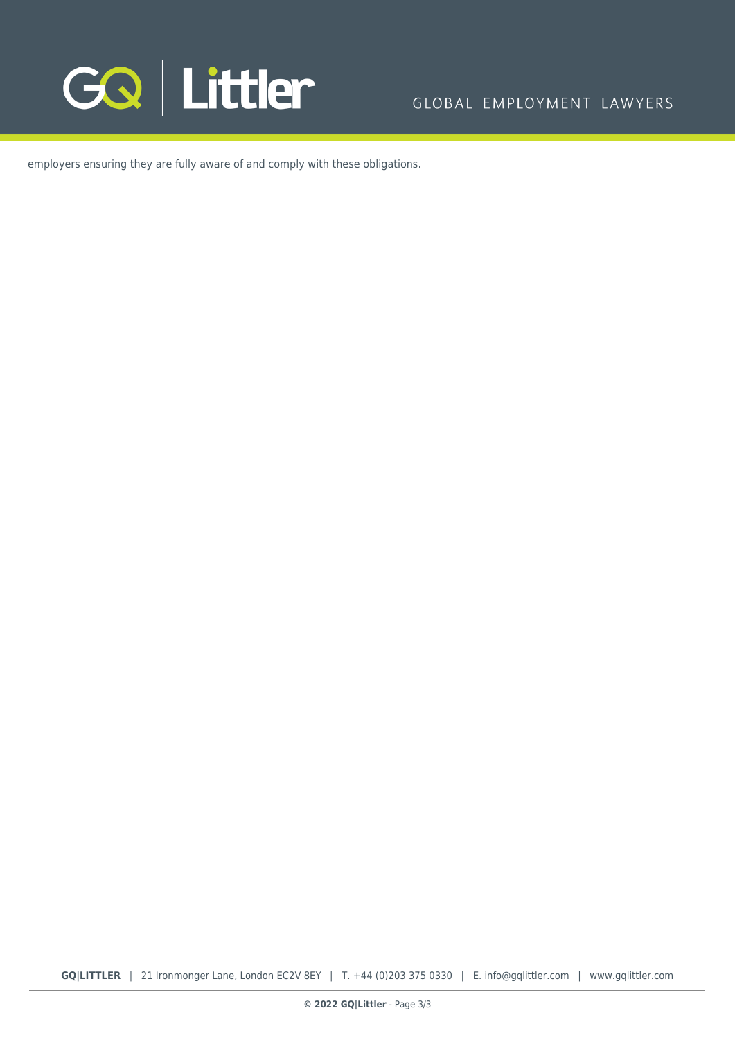employers ensuring they are fully aware of and comply with these obligations.